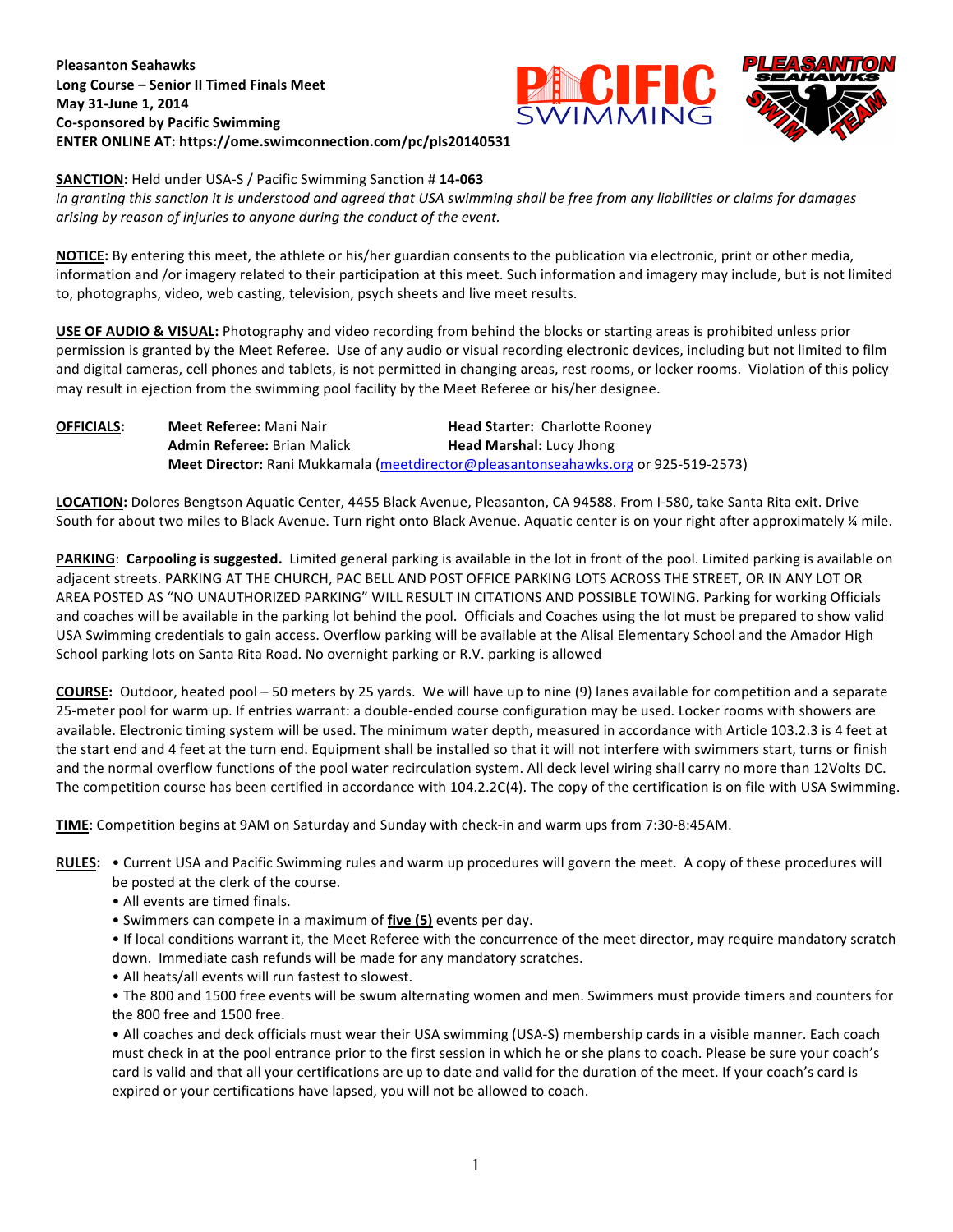**Pleasanton Seahawks**
**Long Course – Senior II Timed Finals Meet**
**May 31-June 1, 2014**
**Co-sponsored by Pacific Swimming**
**ENTER ONLINE AT: https://ome.swimconnection.com/pc/pls20140531**

**SANCTION:** Held under USA-S / Pacific Swimming Sanction # **14-063**
*In granting this sanction it is understood and agreed that USA swimming shall be free from any liabilities or claims for damages arising by reason of injuries to anyone during the conduct of the event.*

**NOTICE:** By entering this meet, the athlete or his/her guardian consents to the publication via electronic, print or other media, information and /or imagery related to their participation at this meet. Such information and imagery may include, but is not limited to, photographs, video, web casting, television, psych sheets and live meet results.

**USE OF AUDIO & VISUAL:** Photography and video recording from behind the blocks or starting areas is prohibited unless prior permission is granted by the Meet Referee. Use of any audio or visual recording electronic devices, including but not limited to film and digital cameras, cell phones and tablets, is not permitted in changing areas, rest rooms, or locker rooms. Violation of this policy may result in ejection from the swimming pool facility by the Meet Referee or his/her designee.

**OFFICIALS:**
**Meet Referee:** Mani Nair
**Head Starter:** Charlotte Rooney
**Admin Referee:** Brian Malick
**Head Marshal:** Lucy Jhong
**Meet Director:** Rani Mukkamala (meetdirector@pleasantonseahawks.org or 925-519-2573)

**LOCATION:** Dolores Bengtson Aquatic Center, 4455 Black Avenue, Pleasanton, CA 94588. From I-580, take Santa Rita exit. Drive South for about two miles to Black Avenue. Turn right onto Black Avenue. Aquatic center is on your right after approximately ¼ mile.

**PARKING**: **Carpooling is suggested.** Limited general parking is available in the lot in front of the pool. Limited parking is available on adjacent streets. PARKING AT THE CHURCH, PAC BELL AND POST OFFICE PARKING LOTS ACROSS THE STREET, OR IN ANY LOT OR AREA POSTED AS "NO UNAUTHORIZED PARKING" WILL RESULT IN CITATIONS AND POSSIBLE TOWING. Parking for working Officials and coaches will be available in the parking lot behind the pool. Officials and Coaches using the lot must be prepared to show valid USA Swimming credentials to gain access. Overflow parking will be available at the Alisal Elementary School and the Amador High School parking lots on Santa Rita Road. No overnight parking or R.V. parking is allowed

**COURSE:** Outdoor, heated pool – 50 meters by 25 yards. We will have up to nine (9) lanes available for competition and a separate 25-meter pool for warm up. If entries warrant: a double-ended course configuration may be used. Locker rooms with showers are available. Electronic timing system will be used. The minimum water depth, measured in accordance with Article 103.2.3 is 4 feet at the start end and 4 feet at the turn end. Equipment shall be installed so that it will not interfere with swimmers start, turns or finish and the normal overflow functions of the pool water recirculation system. All deck level wiring shall carry no more than 12Volts DC. The competition course has been certified in accordance with 104.2.2C(4). The copy of the certification is on file with USA Swimming.

**TIME**: Competition begins at 9AM on Saturday and Sunday with check-in and warm ups from 7:30-8:45AM.

**RULES:**
- Current USA and Pacific Swimming rules and warm up procedures will govern the meet. A copy of these procedures will be posted at the clerk of the course.
- All events are timed finals.
- Swimmers can compete in a maximum of **five (5)** events per day.
- If local conditions warrant it, the Meet Referee with the concurrence of the meet director, may require mandatory scratch down. Immediate cash refunds will be made for any mandatory scratches.
- All heats/all events will run fastest to slowest.
- The 800 and 1500 free events will be swum alternating women and men. Swimmers must provide timers and counters for the 800 free and 1500 free.
- All coaches and deck officials must wear their USA swimming (USA-S) membership cards in a visible manner. Each coach must check in at the pool entrance prior to the first session in which he or she plans to coach. Please be sure your coach's card is valid and that all your certifications are up to date and valid for the duration of the meet. If your coach's card is expired or your certifications have lapsed, you will not be allowed to coach.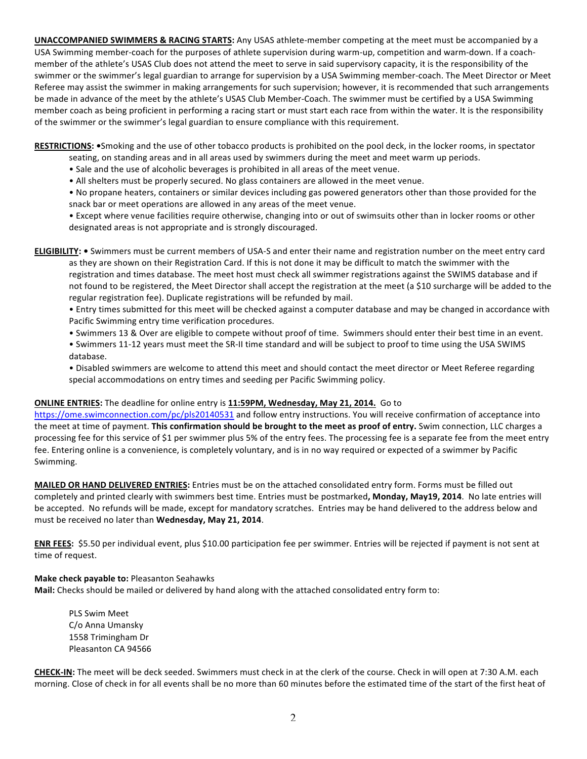**UNACCOMPANIED SWIMMERS & RACING STARTS:** Any USAS athlete-member competing at the meet must be accompanied by a USA Swimming member-coach for the purposes of athlete supervision during warm-up, competition and warm-down. If a coach-member of the athlete's USAS Club does not attend the meet to serve in said supervisory capacity, it is the responsibility of the swimmer or the swimmer's legal guardian to arrange for supervision by a USA Swimming member-coach. The Meet Director or Meet Referee may assist the swimmer in making arrangements for such supervision; however, it is recommended that such arrangements be made in advance of the meet by the athlete's USAS Club Member-Coach. The swimmer must be certified by a USA Swimming member coach as being proficient in performing a racing start or must start each race from within the water. It is the responsibility of the swimmer or the swimmer's legal guardian to ensure compliance with this requirement.

**RESTRICTIONS:** •Smoking and the use of other tobacco products is prohibited on the pool deck, in the locker rooms, in spectator seating, on standing areas and in all areas used by swimmers during the meet and meet warm up periods.

- Sale and the use of alcoholic beverages is prohibited in all areas of the meet venue.
- All shelters must be properly secured. No glass containers are allowed in the meet venue.
- No propane heaters, containers or similar devices including gas powered generators other than those provided for the snack bar or meet operations are allowed in any areas of the meet venue.
- Except where venue facilities require otherwise, changing into or out of swimsuits other than in locker rooms or other designated areas is not appropriate and is strongly discouraged.

**ELIGIBILITY:** • Swimmers must be current members of USA-S and enter their name and registration number on the meet entry card as they are shown on their Registration Card. If this is not done it may be difficult to match the swimmer with the registration and times database. The meet host must check all swimmer registrations against the SWIMS database and if not found to be registered, the Meet Director shall accept the registration at the meet (a $10 surcharge will be added to the regular registration fee). Duplicate registrations will be refunded by mail.

- Entry times submitted for this meet will be checked against a computer database and may be changed in accordance with Pacific Swimming entry time verification procedures.
- Swimmers 13 & Over are eligible to compete without proof of time. Swimmers should enter their best time in an event.
- Swimmers 11-12 years must meet the SR-II time standard and will be subject to proof to time using the USA SWIMS database.
- Disabled swimmers are welcome to attend this meet and should contact the meet director or Meet Referee regarding special accommodations on entry times and seeding per Pacific Swimming policy.

**ONLINE ENTRIES:** The deadline for online entry is **11:59PM, Wednesday, May 21, 2014.** Go to https://ome.swimconnection.com/pc/pls20140531 and follow entry instructions. You will receive confirmation of acceptance into the meet at time of payment. **This confirmation should be brought to the meet as proof of entry.** Swim connection, LLC charges a processing fee for this service of $1 per swimmer plus 5% of the entry fees. The processing fee is a separate fee from the meet entry fee. Entering online is a convenience, is completely voluntary, and is in no way required or expected of a swimmer by Pacific Swimming.

**MAILED OR HAND DELIVERED ENTRIES:** Entries must be on the attached consolidated entry form. Forms must be filled out completely and printed clearly with swimmers best time. Entries must be postmarked**, Monday, May19, 2014**. No late entries will be accepted. No refunds will be made, except for mandatory scratches. Entries may be hand delivered to the address below and must be received no later than **Wednesday, May 21, 2014**.

**ENR FEES:** $5.50 per individual event, plus $10.00 participation fee per swimmer. Entries will be rejected if payment is not sent at time of request.

**Make check payable to:** Pleasanton Seahawks
**Mail:** Checks should be mailed or delivered by hand along with the attached consolidated entry form to:

PLS Swim Meet
C/o Anna Umansky
1558 Trimingham Dr
Pleasanton CA 94566

**CHECK-IN:** The meet will be deck seeded. Swimmers must check in at the clerk of the course. Check in will open at 7:30 A.M. each morning. Close of check in for all events shall be no more than 60 minutes before the estimated time of the start of the first heat of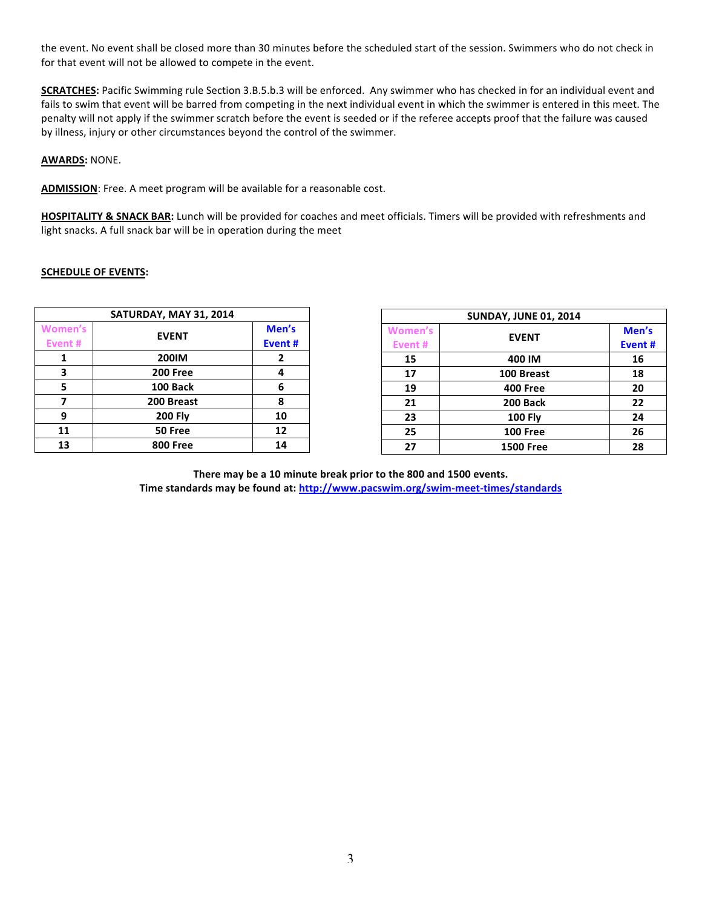the event. No event shall be closed more than 30 minutes before the scheduled start of the session. Swimmers who do not check in for that event will not be allowed to compete in the event.

**SCRATCHES:** Pacific Swimming rule Section 3.B.5.b.3 will be enforced. Any swimmer who has checked in for an individual event and fails to swim that event will be barred from competing in the next individual event in which the swimmer is entered in this meet. The penalty will not apply if the swimmer scratch before the event is seeded or if the referee accepts proof that the failure was caused by illness, injury or other circumstances beyond the control of the swimmer.

**AWARDS:** NONE.

**ADMISSION**: Free. A meet program will be available for a reasonable cost.

**HOSPITALITY & SNACK BAR:** Lunch will be provided for coaches and meet officials. Timers will be provided with refreshments and light snacks. A full snack bar will be in operation during the meet

**SCHEDULE OF EVENTS**:

| SATURDAY, MAY 31, 2014 | | |
|---|---|---|
| Women's Event # | EVENT | Men's Event # |
| 1 | 200IM | 2 |
| 3 | 200 Free | 4 |
| 5 | 100 Back | 6 |
| 7 | 200 Breast | 8 |
| 9 | 200 Fly | 10 |
| 11 | 50 Free | 12 |
| 13 | 800 Free | 14 |

| SUNDAY, JUNE 01, 2014 | | |
|---|---|---|
| Women's Event # | EVENT | Men's Event # |
| 15 | 400 IM | 16 |
| 17 | 100 Breast | 18 |
| 19 | 400 Free | 20 |
| 21 | 200 Back | 22 |
| 23 | 100 Fly | 24 |
| 25 | 100 Free | 26 |
| 27 | 1500 Free | 28 |

**There may be a 10 minute break prior to the 800 and 1500 events.**
**Time standards may be found at: http://www.pacswim.org/swim-meet-times/standards**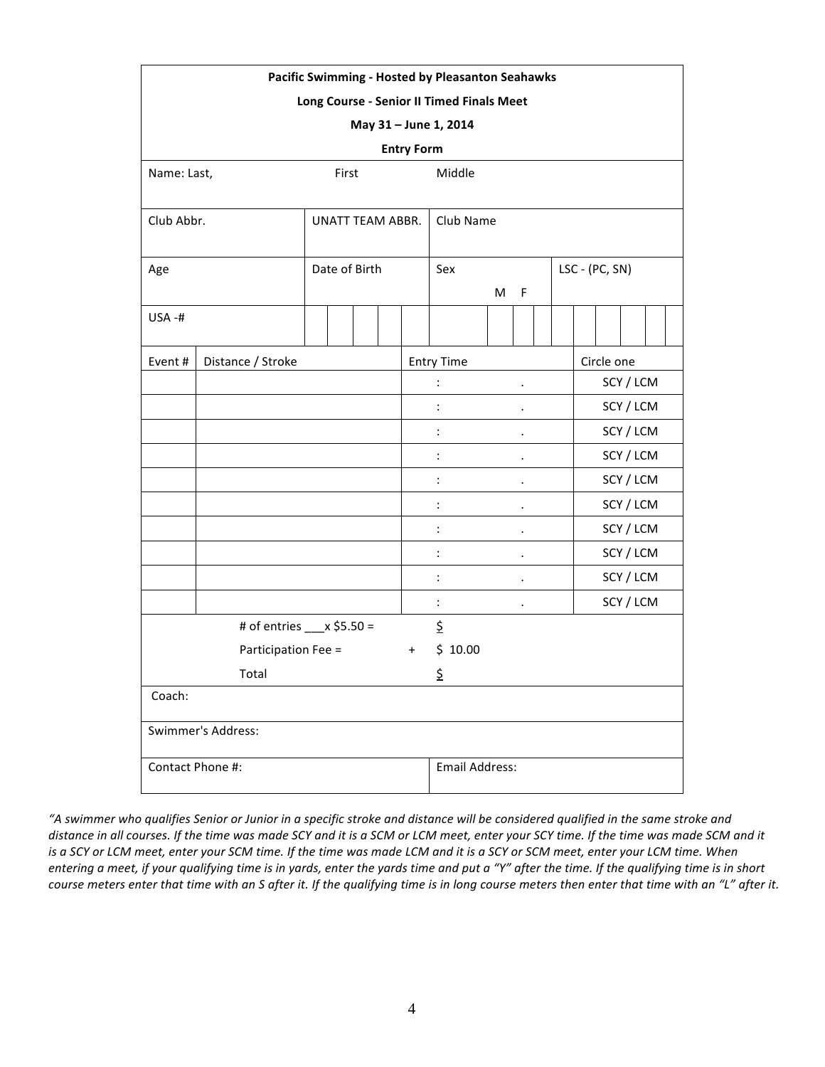**Pacific Swimming - Hosted by Pleasanton Seahawks**

**Long Course - Senior II Timed Finals Meet**

**May 31 – June 1, 2014**

**Entry Form**

| | | | |
|---|---|---|---|
| Name: Last, | First | Middle | |
| Club Abbr. | UNATT TEAM ABBR. | Club Name | |
| Age | Date of Birth | Sex M F | LSC - (PC, SN) |
| USA -# | | | |

| Event # | Distance / Stroke | Entry Time | Circle one |
|---|---|---|---|
| | | : . | SCY / LCM |
| | | : . | SCY / LCM |
| | | : . | SCY / LCM |
| | | : . | SCY / LCM |
| | | : . | SCY / LCM |
| | | : . | SCY / LCM |
| | | : . | SCY / LCM |
| | | : . | SCY / LCM |
| | | : . | SCY / LCM |
| | | : . | SCY / LCM |

| | | |
|---|---|---|
| # of entries ___x $5.50 = | | $ |
| Participation Fee = | + | $ 10.00 |
| Total | | $ |

| | |
|---|---|
| Coach: | |
| Swimmer's Address: | |
| Contact Phone #: | Email Address: |

*"A swimmer who qualifies Senior or Junior in a specific stroke and distance will be considered qualified in the same stroke and distance in all courses. If the time was made SCY and it is a SCM or LCM meet, enter your SCY time. If the time was made SCM and it is a SCY or LCM meet, enter your SCM time. If the time was made LCM and it is a SCY or SCM meet, enter your LCM time. When entering a meet, if your qualifying time is in yards, enter the yards time and put a "Y" after the time. If the qualifying time is in short course meters enter that time with an S after it. If the qualifying time is in long course meters then enter that time with an "L" after it.*